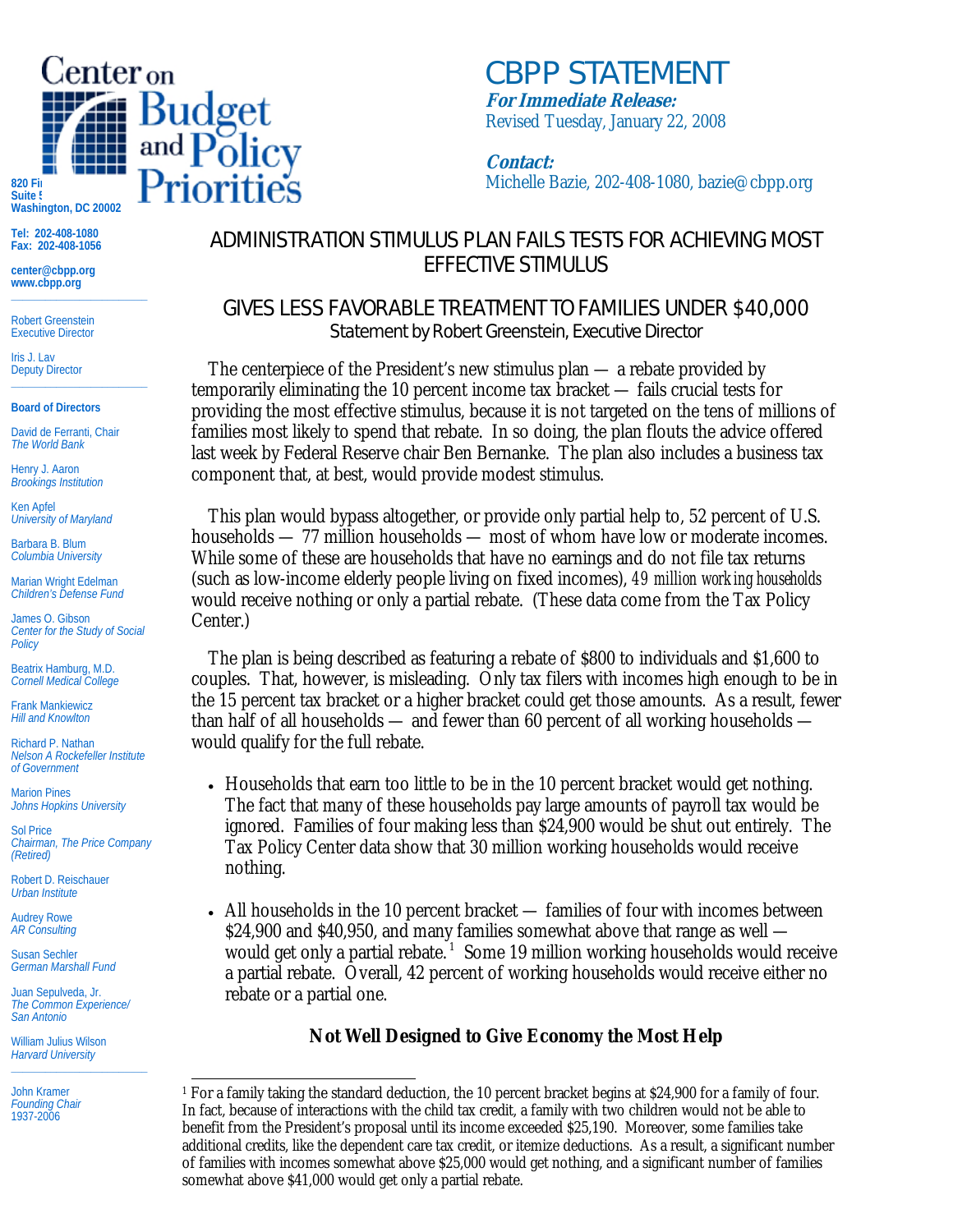Center on Budget and Policy Priorities

820 Fi...
Suite ...
Washington, DC 20002

Tel: 202-408-1080
Fax: 202-408-1056

center@cbpp.org
www.cbpp.org

Robert Greenstein
Executive Director

Iris J. Lav
Deputy Director

**Board of Directors**

David de Ferranti, Chair
*The World Bank*

Henry J. Aaron
*Brookings Institution*

Ken Apfel
*University of Maryland*

Barbara B. Blum
*Columbia University*

Marian Wright Edelman
*Children's Defense Fund*

James O. Gibson
*Center for the Study of Social Policy*

Beatrix Hamburg, M.D.
*Cornell Medical College*

Frank Mankiewicz
*Hill and Knowlton*

Richard P. Nathan
*Nelson A Rockefeller Institute of Government*

Marion Pines
*Johns Hopkins University*

Sol Price
*Chairman, The Price Company (Retired)*

Robert D. Reischauer
*Urban Institute*

Audrey Rowe
*AR Consulting*

Susan Sechler
*German Marshall Fund*

Juan Sepulveda, Jr.
*The Common Experience/ San Antonio*

William Julius Wilson
*Harvard University*

John Kramer
*Founding Chair*
1937-2006

# CBPP STATEMENT

***For Immediate Release:***
Revised Tuesday, January 22, 2008

***Contact:***
Michelle Bazie, 202-408-1080, bazie@cbpp.org

## ADMINISTRATION STIMULUS PLAN FAILS TESTS FOR ACHIEVING MOST EFFECTIVE STIMULUS

### GIVES LESS FAVORABLE TREATMENT TO FAMILIES UNDER $40,000

Statement by Robert Greenstein, Executive Director

The centerpiece of the President's new stimulus plan — a rebate provided by temporarily eliminating the 10 percent income tax bracket — fails crucial tests for providing the most effective stimulus, because it is not targeted on the tens of millions of families most likely to spend that rebate. In so doing, the plan flouts the advice offered last week by Federal Reserve chair Ben Bernanke. The plan also includes a business tax component that, at best, would provide modest stimulus.

This plan would bypass altogether, or provide only partial help to, 52 percent of U.S. households — 77 million households — most of whom have low or moderate incomes. While some of these are households that have no earnings and do not file tax returns (such as low-income elderly people living on fixed incomes), *49 million working households* would receive nothing or only a partial rebate. (These data come from the Tax Policy Center.)

The plan is being described as featuring a rebate of $800 to individuals and $1,600 to couples. That, however, is misleading. Only tax filers with incomes high enough to be in the 15 percent tax bracket or a higher bracket could get those amounts. As a result, fewer than half of all households — and fewer than 60 percent of all working households — would qualify for the full rebate.

- Households that earn too little to be in the 10 percent bracket would get nothing. The fact that many of these households pay large amounts of payroll tax would be ignored. Families of four making less than $24,900 would be shut out entirely. The Tax Policy Center data show that 30 million working households would receive nothing.

- All households in the 10 percent bracket — families of four with incomes between $24,900 and $40,950, and many families somewhat above that range as well — would get only a partial rebate.[1] Some 19 million working households would receive a partial rebate. Overall, 42 percent of working households would receive either no rebate or a partial one.

**Not Well Designed to Give Economy the Most Help**

[1] For a family taking the standard deduction, the 10 percent bracket begins at $24,900 for a family of four. In fact, because of interactions with the child tax credit, a family with two children would not be able to benefit from the President's proposal until its income exceeded $25,190. Moreover, some families take additional credits, like the dependent care tax credit, or itemize deductions. As a result, a significant number of families with incomes somewhat above $25,000 would get nothing, and a significant number of families somewhat above $41,000 would get only a partial rebate.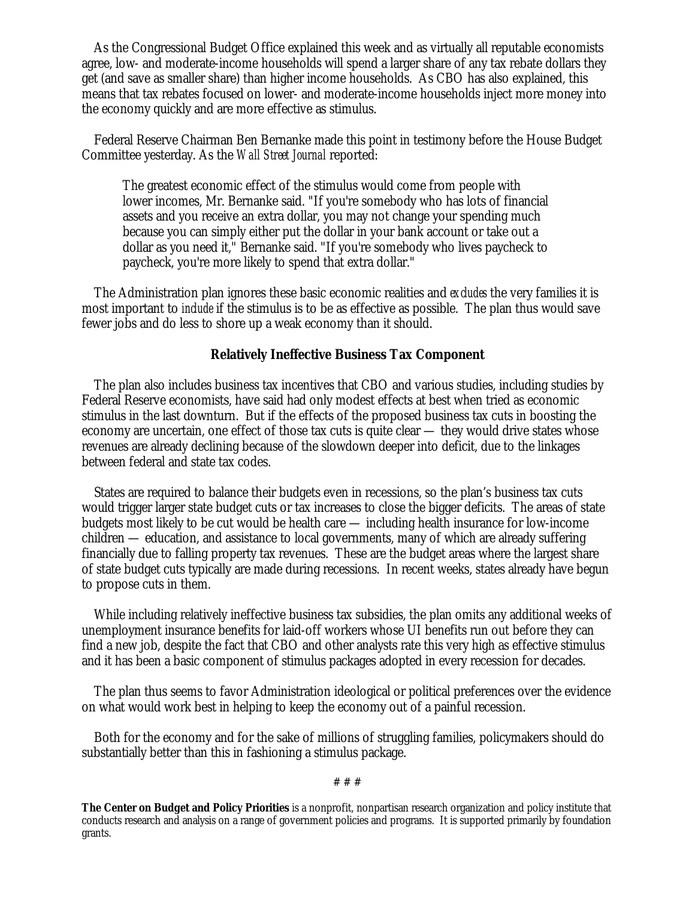As the Congressional Budget Office explained this week and as virtually all reputable economists agree, low- and moderate-income households will spend a larger share of any tax rebate dollars they get (and save as smaller share) than higher income households. As CBO has also explained, this means that tax rebates focused on lower- and moderate-income households inject more money into the economy quickly and are more effective as stimulus.

Federal Reserve Chairman Ben Bernanke made this point in testimony before the House Budget Committee yesterday. As the *Wall Street Journal* reported:

> The greatest economic effect of the stimulus would come from people with lower incomes, Mr. Bernanke said. "If you're somebody who has lots of financial assets and you receive an extra dollar, you may not change your spending much because you can simply either put the dollar in your bank account or take out a dollar as you need it," Bernanke said. "If you're somebody who lives paycheck to paycheck, you're more likely to spend that extra dollar."

The Administration plan ignores these basic economic realities and *excludes* the very families it is most important to *include* if the stimulus is to be as effective as possible. The plan thus would save fewer jobs and do less to shore up a weak economy than it should.

## Relatively Ineffective Business Tax Component

The plan also includes business tax incentives that CBO and various studies, including studies by Federal Reserve economists, have said had only modest effects at best when tried as economic stimulus in the last downturn. But if the effects of the proposed business tax cuts in boosting the economy are uncertain, one effect of those tax cuts is quite clear — they would drive states whose revenues are already declining because of the slowdown deeper into deficit, due to the linkages between federal and state tax codes.

States are required to balance their budgets even in recessions, so the plan's business tax cuts would trigger larger state budget cuts or tax increases to close the bigger deficits. The areas of state budgets most likely to be cut would be health care — including health insurance for low-income children — education, and assistance to local governments, many of which are already suffering financially due to falling property tax revenues. These are the budget areas where the largest share of state budget cuts typically are made during recessions. In recent weeks, states already have begun to propose cuts in them.

While including relatively ineffective business tax subsidies, the plan omits any additional weeks of unemployment insurance benefits for laid-off workers whose UI benefits run out before they can find a new job, despite the fact that CBO and other analysts rate this very high as effective stimulus and it has been a basic component of stimulus packages adopted in every recession for decades.

The plan thus seems to favor Administration ideological or political preferences over the evidence on what would work best in helping to keep the economy out of a painful recession.

Both for the economy and for the sake of millions of struggling families, policymakers should do substantially better than this in fashioning a stimulus package.

# # #

**The Center on Budget and Policy Priorities** is a nonprofit, nonpartisan research organization and policy institute that conducts research and analysis on a range of government policies and programs. It is supported primarily by foundation grants.